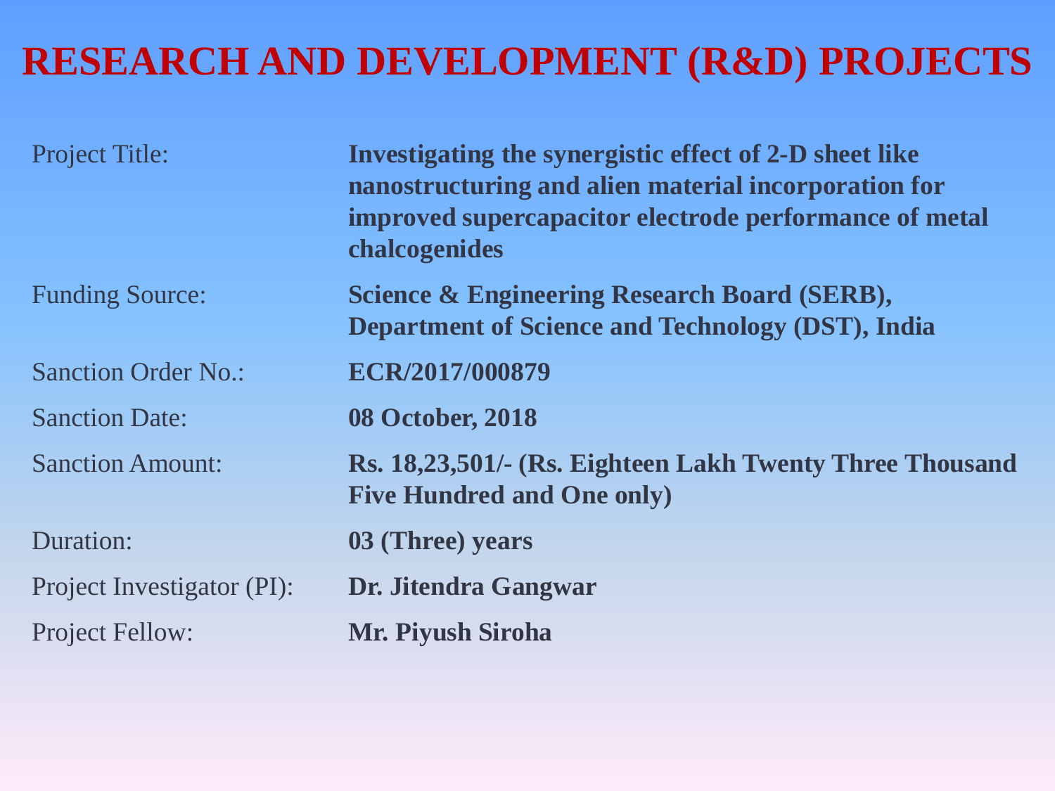# RESEARCH AND DEVELOPMENT (R&D) PROJECTS

| | |
|---|---|
| Project Title: | **Investigating the synergistic effect of 2-D sheet like nanostructuring and alien material incorporation for improved supercapacitor electrode performance of metal chalcogenides** |
| Funding Source: | **Science & Engineering Research Board (SERB), Department of Science and Technology (DST), India** |
| Sanction Order No.: | **ECR/2017/000879** |
| Sanction Date: | **08 October, 2018** |
| Sanction Amount: | **Rs. 18,23,501/- (Rs. Eighteen Lakh Twenty Three Thousand Five Hundred and One only)** |
| Duration: | **03 (Three) years** |
| Project Investigator (PI): | **Dr. Jitendra Gangwar** |
| Project Fellow: | **Mr. Piyush Siroha** |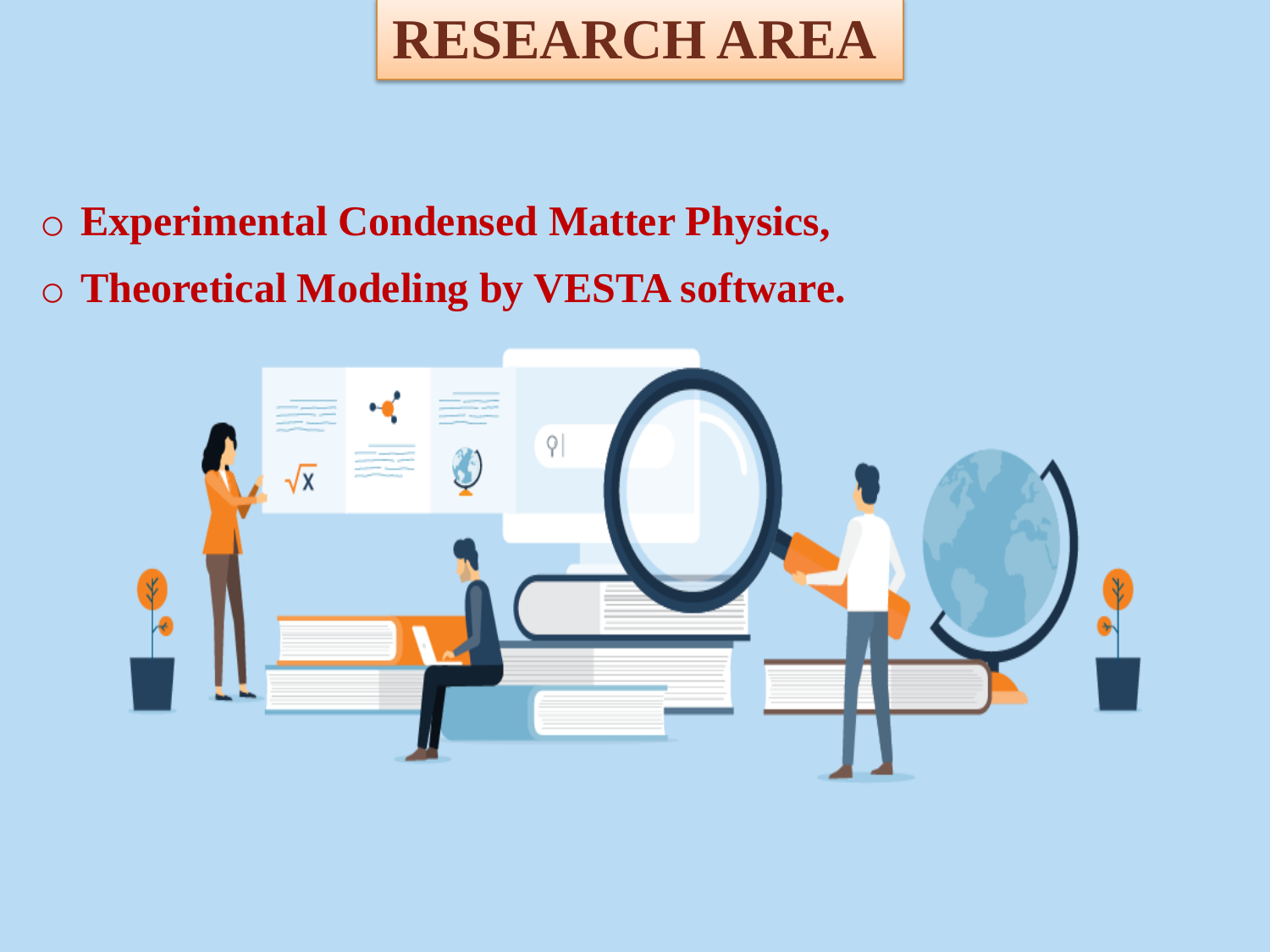# RESEARCH AREA

- **Experimental Condensed Matter Physics,**
- **Theoretical Modeling by VESTA software.**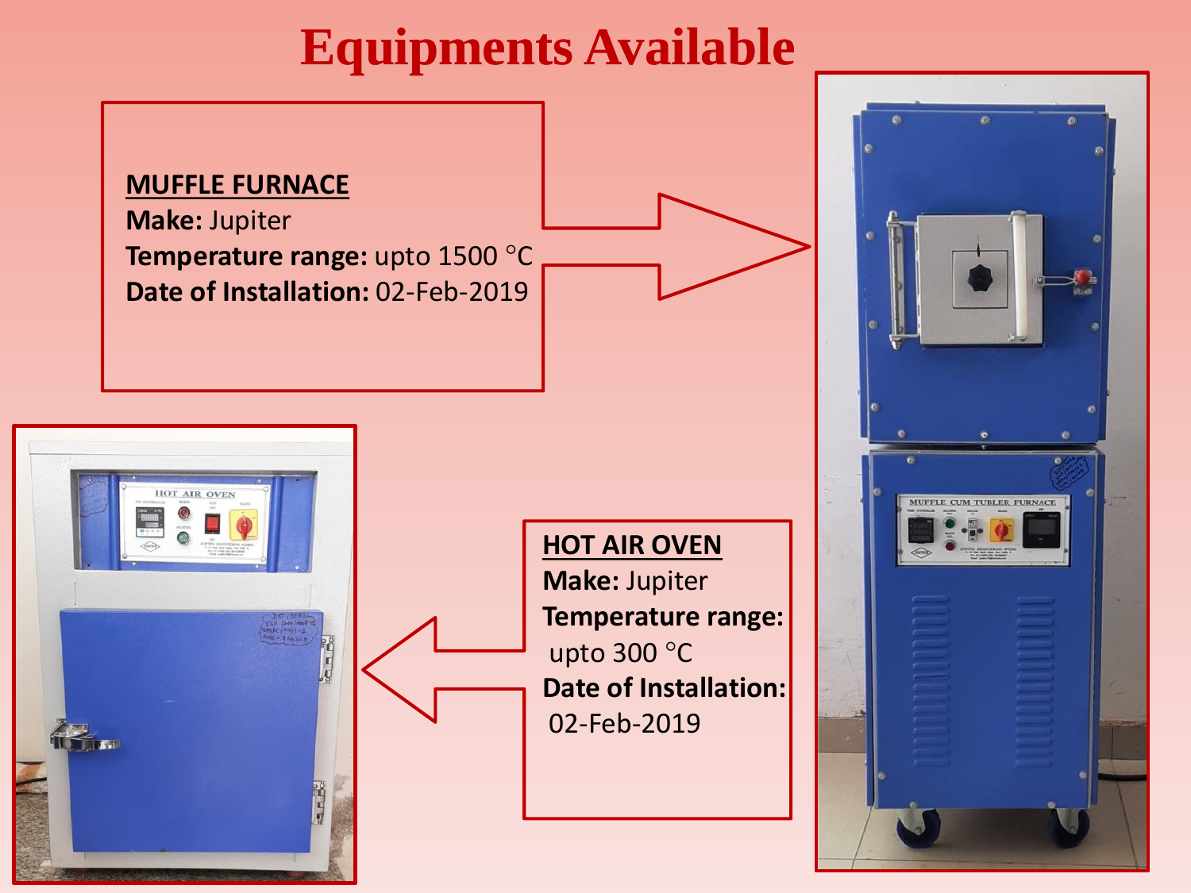# Equipments Available

**MUFFLE FURNACE**
**Make:** Jupiter
**Temperature range:** upto 1500 °C
**Date of Installation:** 02-Feb-2019

**HOT AIR OVEN**
**Make:** Jupiter
**Temperature range:** upto 300 °C
**Date of Installation:** 02-Feb-2019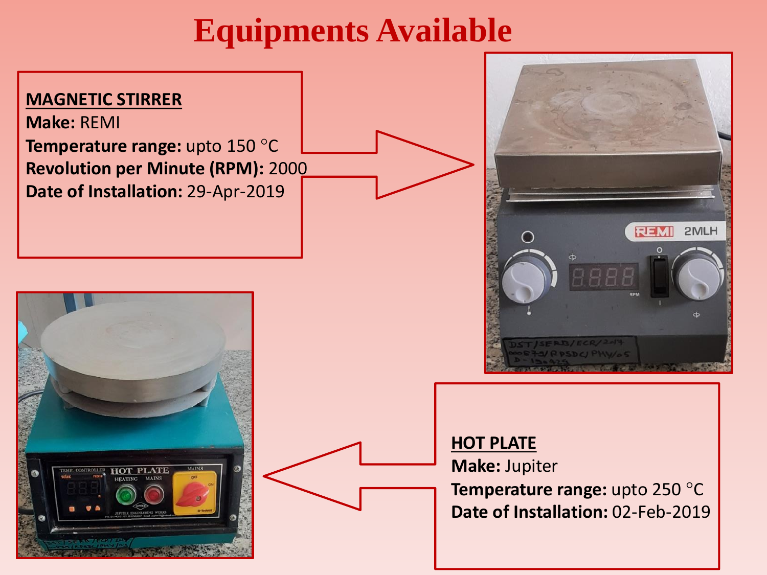# Equipments Available

**MAGNETIC STIRRER**
**Make:** REMI
**Temperature range:** upto 150 °C
**Revolution per Minute (RPM):** 2000
**Date of Installation:** 29-Apr-2019

**HOT PLATE**
**Make:** Jupiter
**Temperature range:** upto 250 °C
**Date of Installation:** 02-Feb-2019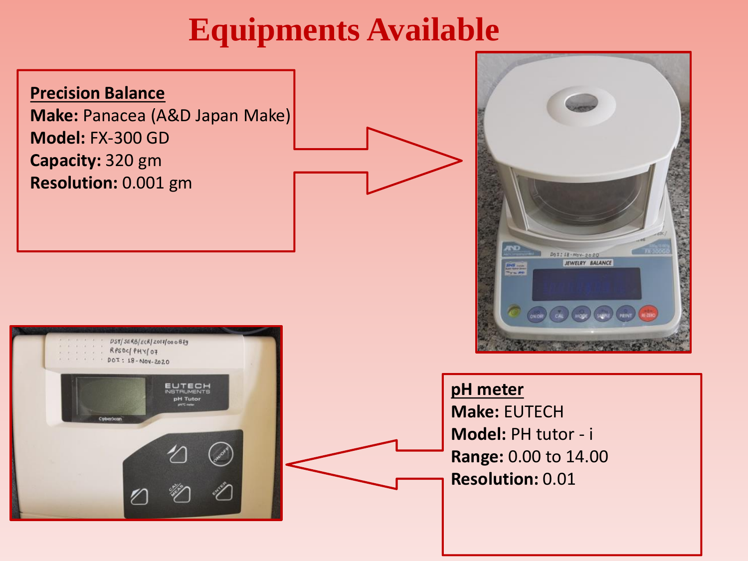# Equipments Available

**Precision Balance**
**Make:** Panacea (A&D Japan Make)
**Model:** FX-300 GD
**Capacity:** 320 gm
**Resolution:** 0.001 gm

**pH meter**
**Make:** EUTECH
**Model:** PH tutor - i
**Range:** 0.00 to 14.00
**Resolution:** 0.01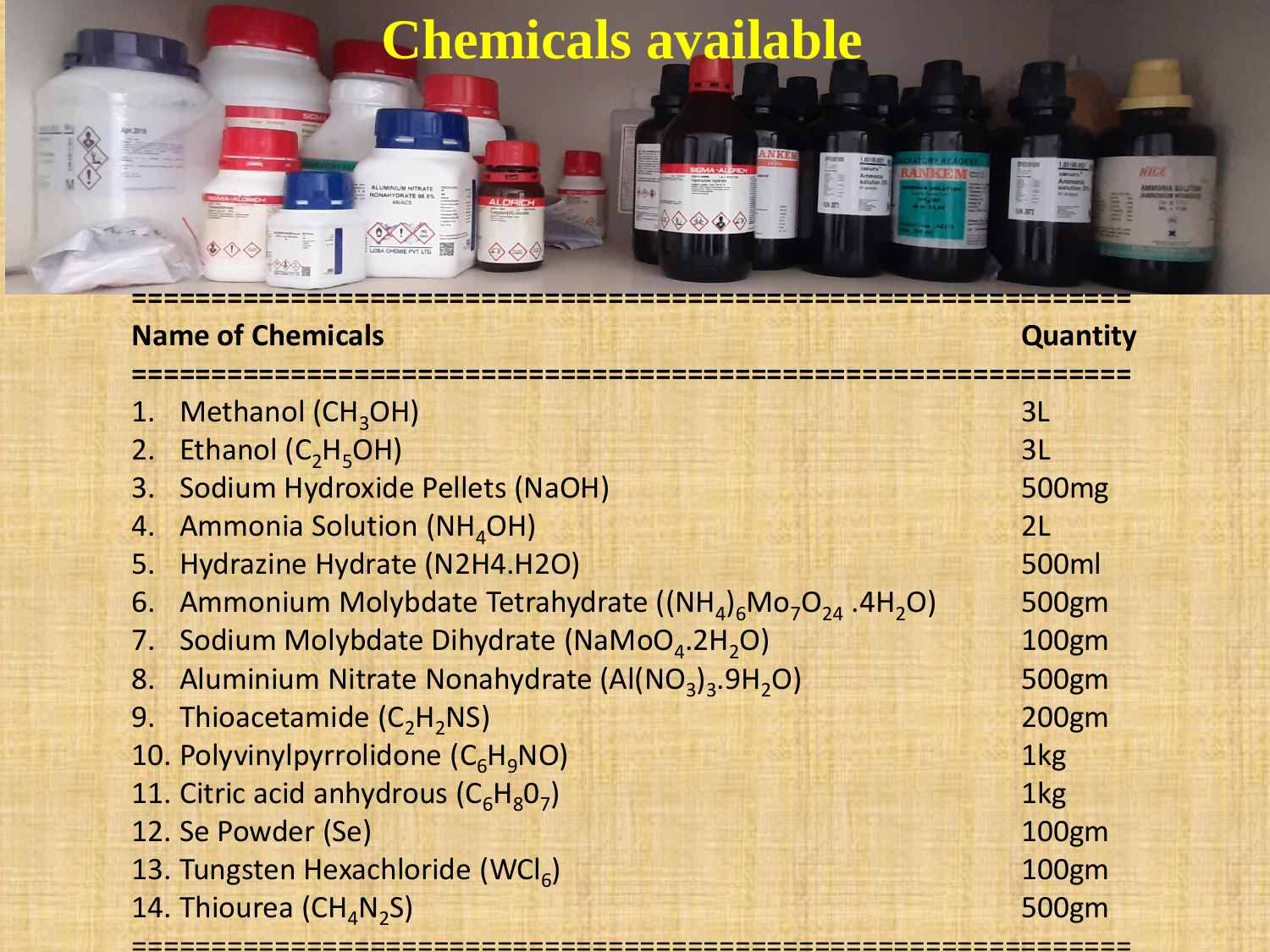# Chemicals available

| Name of Chemicals | Quantity |
|---|---|
| 1. Methanol ($CH_3OH$) | 3L |
| 2. Ethanol ($C_2H_5OH$) | 3L |
| 3. Sodium Hydroxide Pellets (NaOH) | 500mg |
| 4. Ammonia Solution ($NH_4OH$) | 2L |
| 5. Hydrazine Hydrate (N2H4.H2O) | 500ml |
| 6. Ammonium Molybdate Tetrahydrate ($(NH_4)_6Mo_7O_{24}.4H_2O$) | 500gm |
| 7. Sodium Molybdate Dihydrate ($NaMoO_4.2H_2O$) | 100gm |
| 8. Aluminium Nitrate Nonahydrate ($Al(NO_3)_3.9H_2O$) | 500gm |
| 9. Thioacetamide ($C_2H_2NS$) | 200gm |
| 10. Polyvinylpyrrolidone ($C_6H_9NO$) | 1kg |
| 11. Citric acid anhydrous ($C_6H_80_7$) | 1kg |
| 12. Se Powder (Se) | 100gm |
| 13. Tungsten Hexachloride ($WCl_6$) | 100gm |
| 14. Thiourea ($CH_4N_2S$) | 500gm |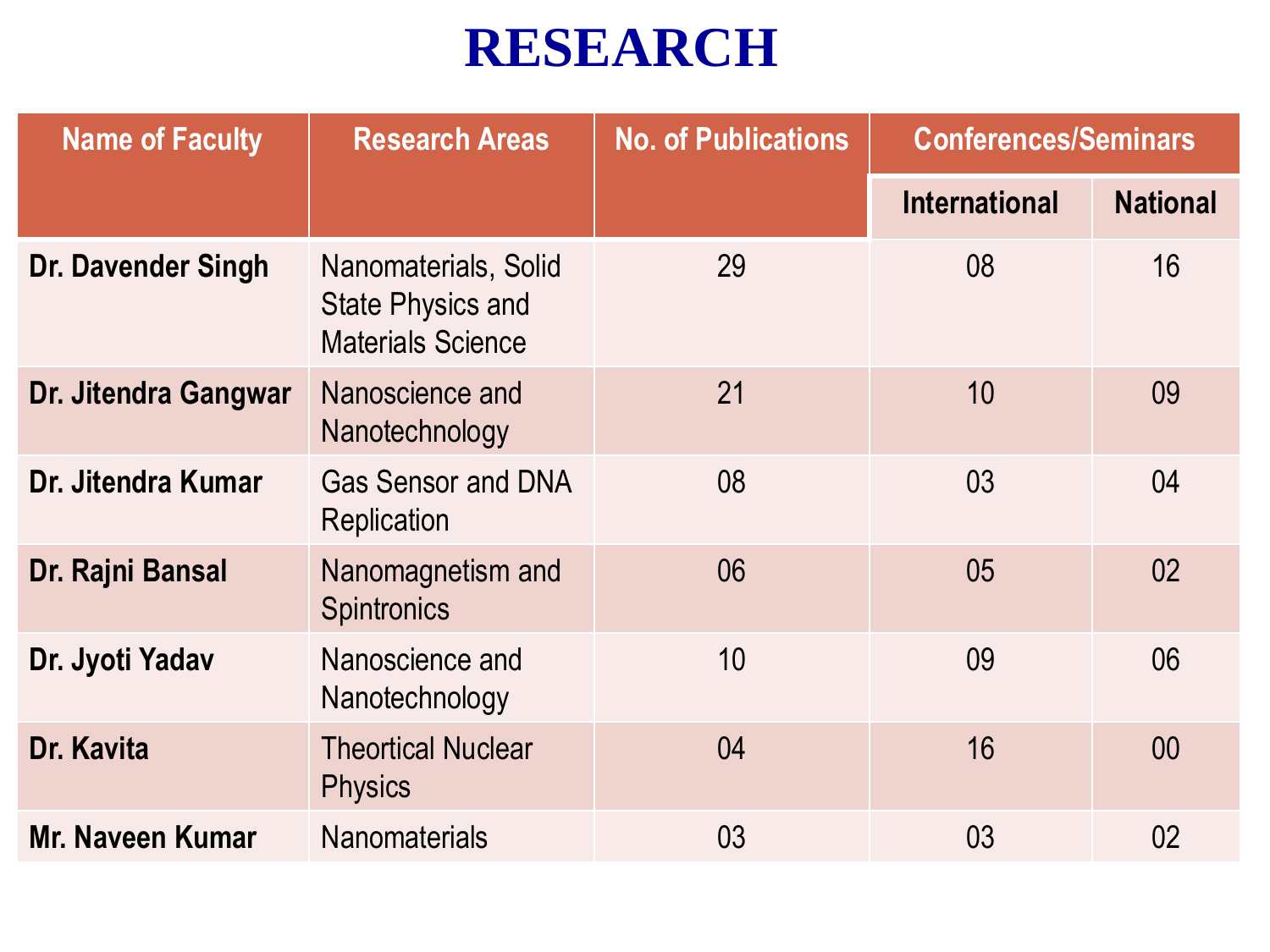# RESEARCH

| Name of Faculty | Research Areas | No. of Publications | Conferences/Seminars | |
|---|---|---|---|---|
| | | | International | National |
| **Dr. Davender Singh** | Nanomaterials, Solid State Physics and Materials Science | 29 | 08 | 16 |
| **Dr. Jitendra Gangwar** | Nanoscience and Nanotechnology | 21 | 10 | 09 |
| **Dr. Jitendra Kumar** | Gas Sensor and DNA Replication | 08 | 03 | 04 |
| **Dr. Rajni Bansal** | Nanomagnetism and Spintronics | 06 | 05 | 02 |
| **Dr. Jyoti Yadav** | Nanoscience and Nanotechnology | 10 | 09 | 06 |
| **Dr. Kavita** | Theortical Nuclear Physics | 04 | 16 | 00 |
| **Mr. Naveen Kumar** | Nanomaterials | 03 | 03 | 02 |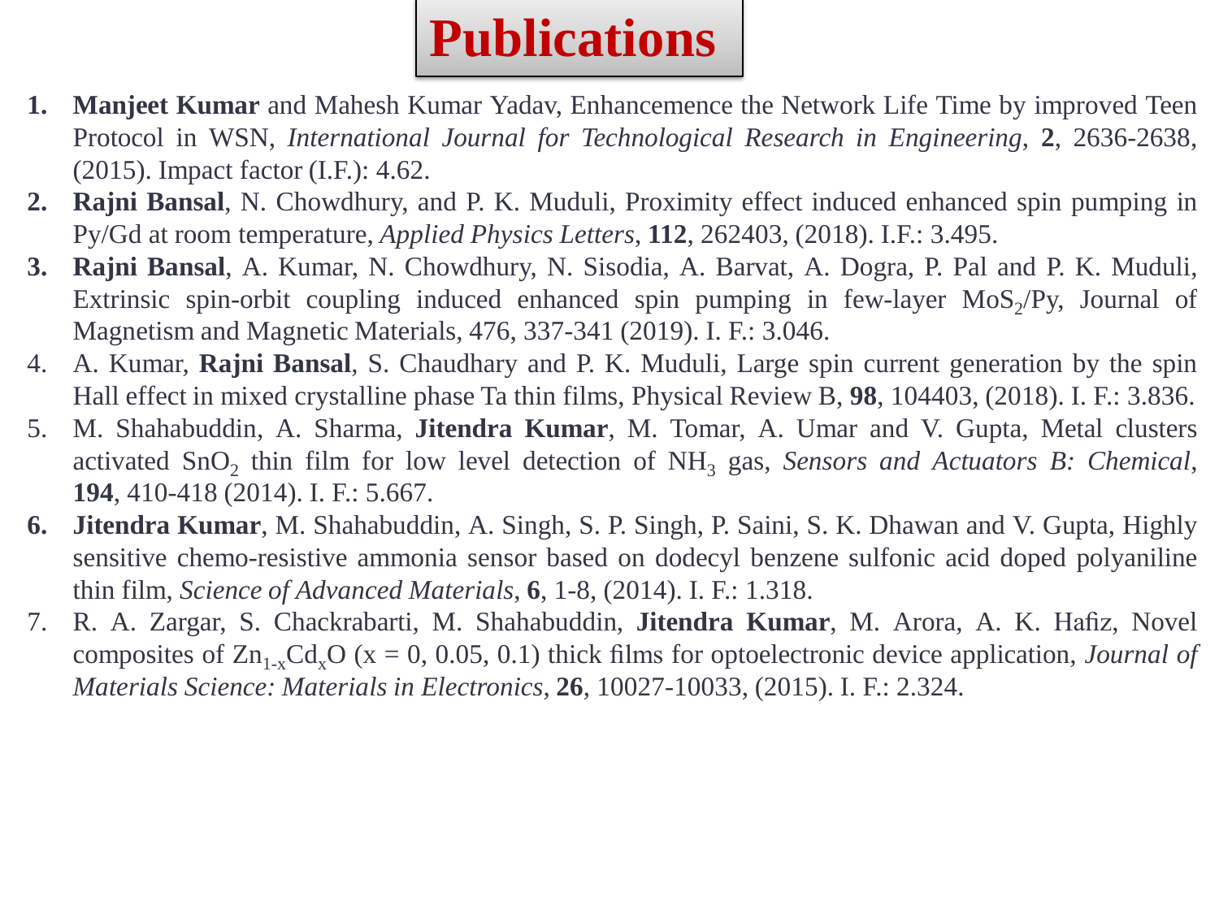# Publications

1. **Manjeet Kumar** and Mahesh Kumar Yadav, Enhancemence the Network Life Time by improved Teen Protocol in WSN, *International Journal for Technological Research in Engineering*, **2**, 2636-2638, (2015). Impact factor (I.F.): 4.62.
2. **Rajni Bansal**, N. Chowdhury, and P. K. Muduli, Proximity effect induced enhanced spin pumping in Py/Gd at room temperature, *Applied Physics Letters*, **112**, 262403, (2018). I.F.: 3.495.
3. **Rajni Bansal**, A. Kumar, N. Chowdhury, N. Sisodia, A. Barvat, A. Dogra, P. Pal and P. K. Muduli, Extrinsic spin-orbit coupling induced enhanced spin pumping in few-layer $MoS_2$/Py, Journal of Magnetism and Magnetic Materials, 476, 337-341 (2019). I. F.: 3.046.
4. A. Kumar, **Rajni Bansal**, S. Chaudhary and P. K. Muduli, Large spin current generation by the spin Hall effect in mixed crystalline phase Ta thin films, Physical Review B, **98**, 104403, (2018). I. F.: 3.836.
5. M. Shahabuddin, A. Sharma, **Jitendra Kumar**, M. Tomar, A. Umar and V. Gupta, Metal clusters activated $SnO_2$ thin film for low level detection of $NH_3$ gas, *Sensors and Actuators B: Chemical*, **194**, 410-418 (2014). I. F.: 5.667.
6. **Jitendra Kumar**, M. Shahabuddin, A. Singh, S. P. Singh, P. Saini, S. K. Dhawan and V. Gupta, Highly sensitive chemo-resistive ammonia sensor based on dodecyl benzene sulfonic acid doped polyaniline thin film, *Science of Advanced Materials*, **6**, 1-8, (2014). I. F.: 1.318.
7. R. A. Zargar, S. Chackrabarti, M. Shahabuddin, **Jitendra Kumar**, M. Arora, A. K. Hafiz, Novel composites of $Zn_{1-x}Cd_xO$ ($x = 0, 0.05, 0.1$) thick films for optoelectronic device application, *Journal of Materials Science: Materials in Electronics*, **26**, 10027-10033, (2015). I. F.: 2.324.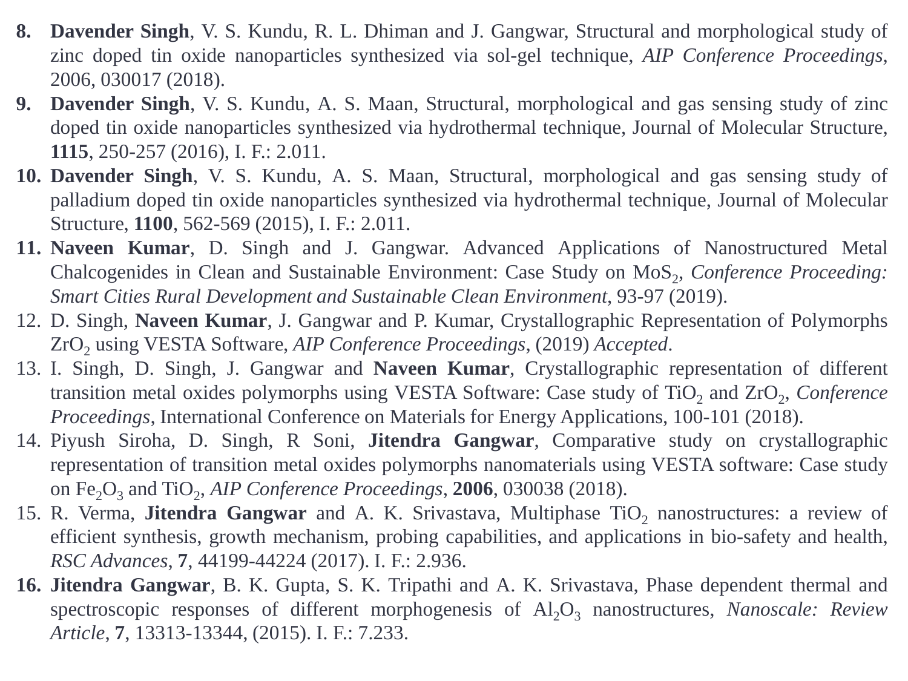8. **Davender Singh**, V. S. Kundu, R. L. Dhiman and J. Gangwar, Structural and morphological study of zinc doped tin oxide nanoparticles synthesized via sol-gel technique, *AIP Conference Proceedings*, 2006, 030017 (2018).
9. **Davender Singh**, V. S. Kundu, A. S. Maan, Structural, morphological and gas sensing study of zinc doped tin oxide nanoparticles synthesized via hydrothermal technique, Journal of Molecular Structure, **1115**, 250-257 (2016), I. F.: 2.011.
10. **Davender Singh**, V. S. Kundu, A. S. Maan, Structural, morphological and gas sensing study of palladium doped tin oxide nanoparticles synthesized via hydrothermal technique, Journal of Molecular Structure, **1100**, 562-569 (2015), I. F.: 2.011.
11. **Naveen Kumar**, D. Singh and J. Gangwar. Advanced Applications of Nanostructured Metal Chalcogenides in Clean and Sustainable Environment: Case Study on $MoS_2$, *Conference Proceeding: Smart Cities Rural Development and Sustainable Clean Environment*, 93-97 (2019).
12. D. Singh, **Naveen Kumar**, J. Gangwar and P. Kumar, Crystallographic Representation of Polymorphs $ZrO_2$ using VESTA Software, *AIP Conference Proceedings*, (2019) *Accepted*.
13. I. Singh, D. Singh, J. Gangwar and **Naveen Kumar**, Crystallographic representation of different transition metal oxides polymorphs using VESTA Software: Case study of $TiO_2$ and $ZrO_2$, *Conference Proceedings*, International Conference on Materials for Energy Applications, 100-101 (2018).
14. Piyush Siroha, D. Singh, R Soni, **Jitendra Gangwar**, Comparative study on crystallographic representation of transition metal oxides polymorphs nanomaterials using VESTA software: Case study on $Fe_2O_3$ and $TiO_2$, *AIP Conference Proceedings*, **2006**, 030038 (2018).
15. R. Verma, **Jitendra Gangwar** and A. K. Srivastava, Multiphase $TiO_2$ nanostructures: a review of efficient synthesis, growth mechanism, probing capabilities, and applications in bio-safety and health, *RSC Advances*, **7**, 44199-44224 (2017). I. F.: 2.936.
16. **Jitendra Gangwar**, B. K. Gupta, S. K. Tripathi and A. K. Srivastava, Phase dependent thermal and spectroscopic responses of different morphogenesis of $Al_2O_3$ nanostructures, *Nanoscale: Review Article*, **7**, 13313-13344, (2015). I. F.: 7.233.